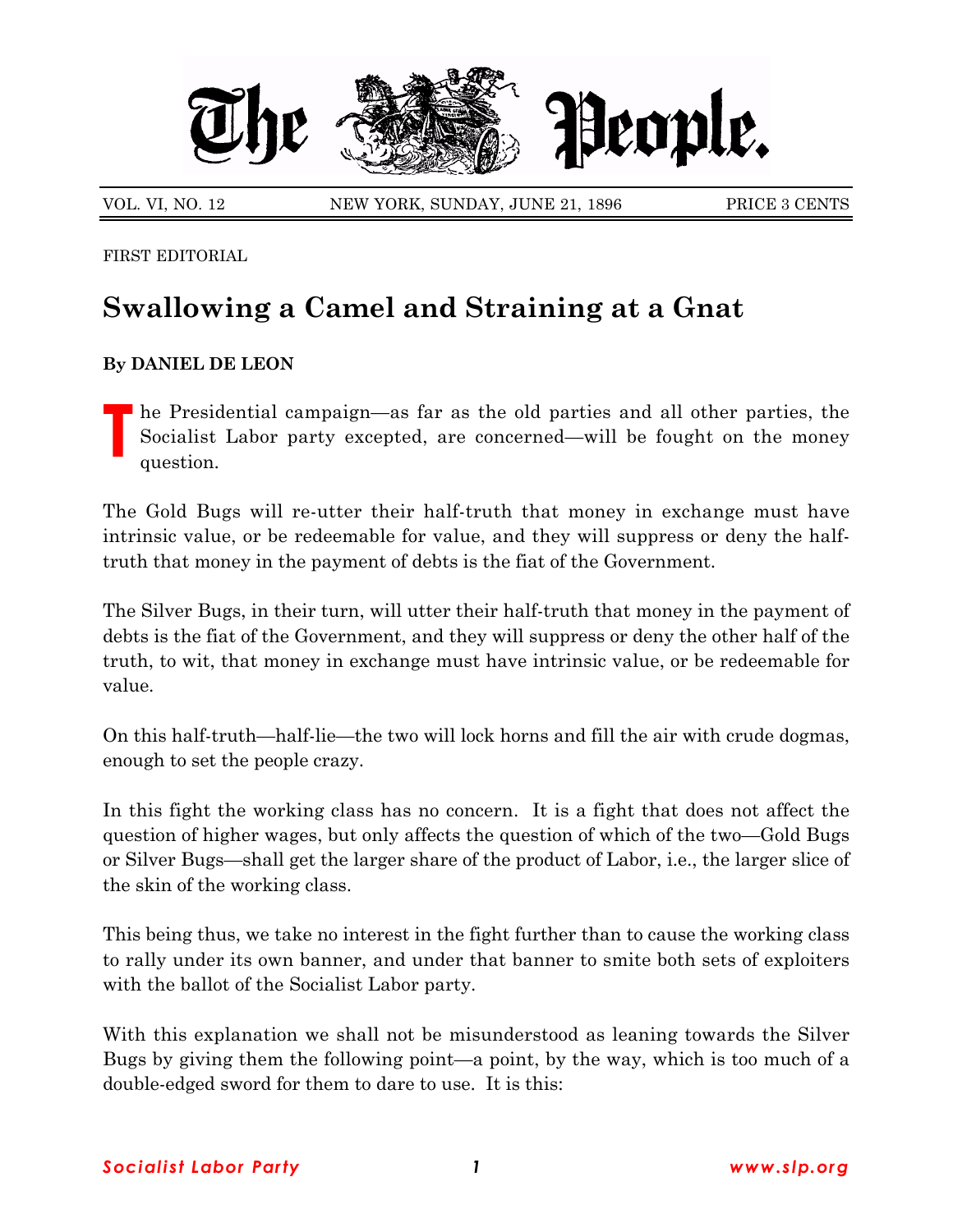# The People.

VOL. VI, NO. 12 NEW YORK, SUNDAY, JUNE 21, 1896 PRICE 3 CENTS

FIRST EDITORIAL

## Swallowing a Camel and Straining at a Gnat

**By DANIEL DE LEON**

The Presidential campaign—as far as the old parties and all other parties, the Socialist Labor party excepted, are concerned—will be fought on the money question.

The Gold Bugs will re-utter their half-truth that money in exchange must have intrinsic value, or be redeemable for value, and they will suppress or deny the half-truth that money in the payment of debts is the fiat of the Government.

The Silver Bugs, in their turn, will utter their half-truth that money in the payment of debts is the fiat of the Government, and they will suppress or deny the other half of the truth, to wit, that money in exchange must have intrinsic value, or be redeemable for value.

On this half-truth—half-lie—the two will lock horns and fill the air with crude dogmas, enough to set the people crazy.

In this fight the working class has no concern. It is a fight that does not affect the question of higher wages, but only affects the question of which of the two—Gold Bugs or Silver Bugs—shall get the larger share of the product of Labor, i.e., the larger slice of the skin of the working class.

This being thus, we take no interest in the fight further than to cause the working class to rally under its own banner, and under that banner to smite both sets of exploiters with the ballot of the Socialist Labor party.

With this explanation we shall not be misunderstood as leaning towards the Silver Bugs by giving them the following point—a point, by the way, which is too much of a double-edged sword for them to dare to use. It is this: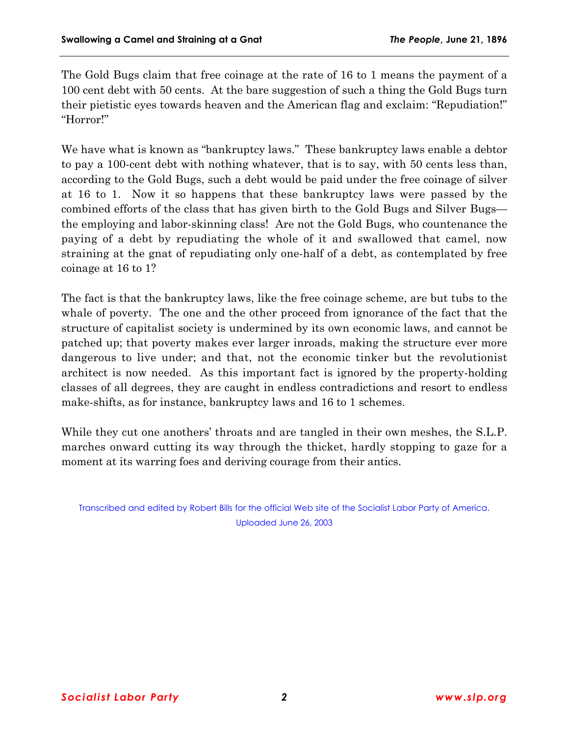The Gold Bugs claim that free coinage at the rate of 16 to 1 means the payment of a 100 cent debt with 50 cents. At the bare suggestion of such a thing the Gold Bugs turn their pietistic eyes towards heaven and the American flag and exclaim: "Repudiation!" "Horror!"

We have what is known as "bankruptcy laws." These bankruptcy laws enable a debtor to pay a 100-cent debt with nothing whatever, that is to say, with 50 cents less than, according to the Gold Bugs, such a debt would be paid under the free coinage of silver at 16 to 1. Now it so happens that these bankruptcy laws were passed by the combined efforts of the class that has given birth to the Gold Bugs and Silver Bugs—the employing and labor-skinning class! Are not the Gold Bugs, who countenance the paying of a debt by repudiating the whole of it and swallowed that camel, now straining at the gnat of repudiating only one-half of a debt, as contemplated by free coinage at 16 to 1?

The fact is that the bankruptcy laws, like the free coinage scheme, are but tubs to the whale of poverty. The one and the other proceed from ignorance of the fact that the structure of capitalist society is undermined by its own economic laws, and cannot be patched up; that poverty makes ever larger inroads, making the structure ever more dangerous to live under; and that, not the economic tinker but the revolutionist architect is now needed. As this important fact is ignored by the property-holding classes of all degrees, they are caught in endless contradictions and resort to endless make-shifts, as for instance, bankruptcy laws and 16 to 1 schemes.

While they cut one anothers' throats and are tangled in their own meshes, the S.L.P. marches onward cutting its way through the thicket, hardly stopping to gaze for a moment at its warring foes and deriving courage from their antics.

Transcribed and edited by Robert Bills for the official Web site of the Socialist Labor Party of America.
Uploaded June 26, 2003